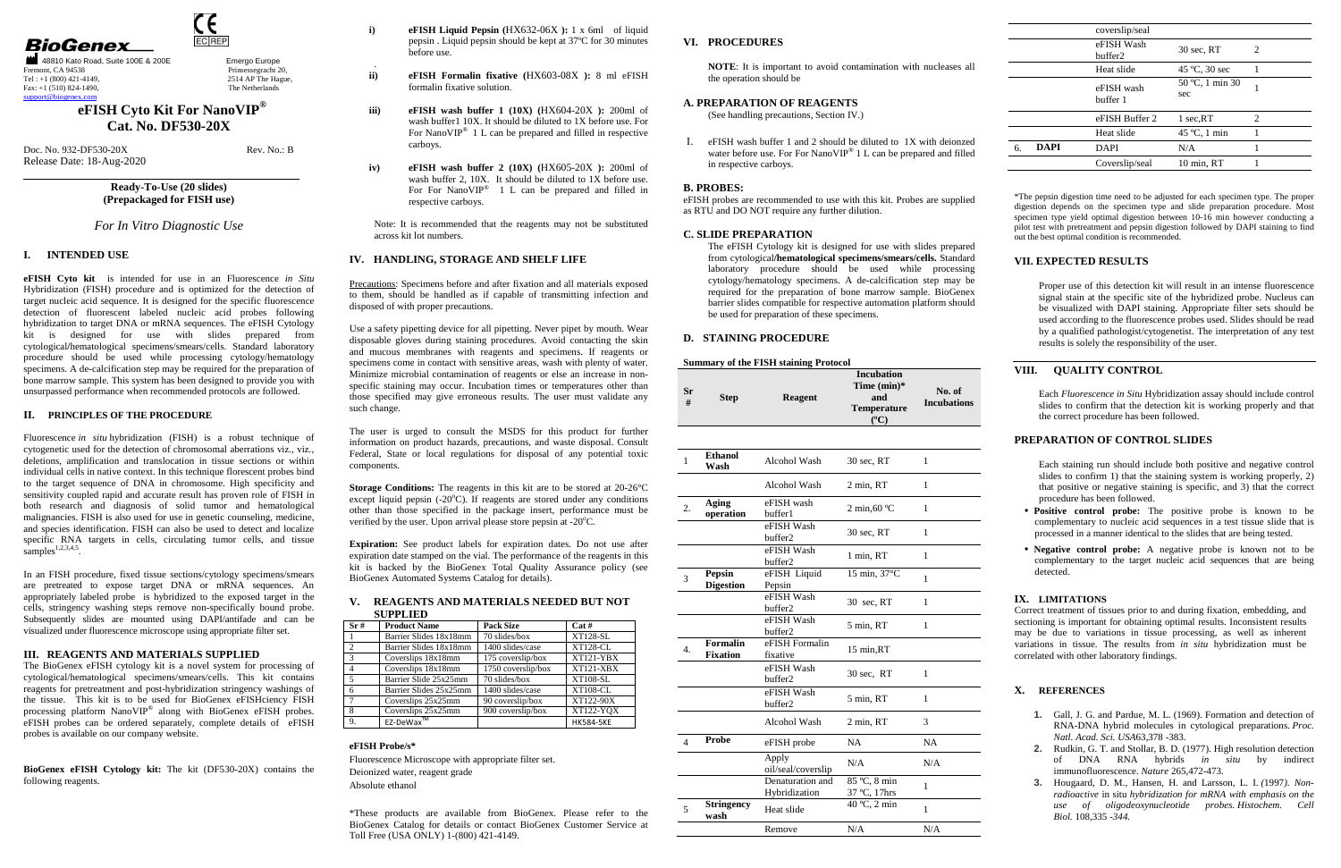**BioGenex**

48810 Kato Road, Suite 100E & 200E
Fremont, CA 94538
Tel : +1 (800) 421-4149,
Fax: +1 (510) 824-1490,
support@biogenex.com

Emergo Europe
Prinsessegracht 20,
2514 AP The Hague,
The Netherlands

# eFISH Cyto Kit For NanoVIP®
# Cat. No. DF530-20X

Doc. No. 932-DF530-20X  Rev. No.: B
Release Date: 18-Aug-2020

**Ready-To-Use (20 slides)**
**(Prepackaged for FISH use)**

*For In Vitro Diagnostic Use*

## I. INTENDED USE

**eFISH Cyto kit** is intended for use in an Fluorescence *in Situ* Hybridization (FISH) procedure and is optimized for the detection of target nucleic acid sequence. It is designed for the specific fluorescence detection of fluorescent labeled nucleic acid probes following hybridization to target DNA or mRNA sequences. The eFISH Cytology kit is designed for use with slides prepared from cytological/hematological specimens/smears/cells. Standard laboratory procedure should be used while processing cytology/hematology specimens. A de-calcification step may be required for the preparation of bone marrow sample. This system has been designed to provide you with unsurpassed performance when recommended protocols are followed.

## II. PRINCIPLES OF THE PROCEDURE

Fluorescence *in situ* hybridization (FISH) is a robust technique of cytogenetic used for the detection of chromosomal aberrations viz., viz., deletions, amplification and translocation in tissue sections or within individual cells in native context. In this technique florescent probes bind to the target sequence of DNA in chromosome. High specificity and sensitivity coupled rapid and accurate result has proven role of FISH in both research and diagnosis of solid tumor and hematological malignancies. FISH is also used for use in genetic counseling, medicine, and species identification. FISH can also be used to detect and localize specific RNA targets in cells, circulating tumor cells, and tissue samples[1,2,3,4,5].

In an FISH procedure, fixed tissue sections/cytology specimens/smears are pretreated to expose target DNA or mRNA sequences. An appropriately labeled probe is hybridized to the exposed target in the cells, stringency washing steps remove non-specifically bound probe. Subsequently slides are mounted using DAPI/antifade and can be visualized under fluorescence microscope using appropriate filter set.

## III. REAGENTS AND MATERIALS SUPPLIED

The BioGenex eFISH cytology kit is a novel system for processing of cytological/hematological specimens/smears/cells. This kit contains reagents for pretreatment and post-hybridization stringency washings of the tissue. This kit is to be used for BioGenex eFISHciency FISH processing platform NanoVIP® along with BioGenex eFISH probes. eFISH probes can be ordered separately, complete details of eFISH probes is available on our company website.

**BioGenex eFISH Cytology kit:** The kit (DF530-20X) contains the following reagents.

i) **eFISH Liquid Pepsin (**HX632-06X **):** 1 x 6ml of liquid pepsin . Liquid pepsin should be kept at 37ºC for 30 minutes before use.

ii) **eFISH Formalin fixative (**HX603-08X **):** 8 ml eFISH formalin fixative solution.

iii) **eFISH wash buffer 1 (10X) (**HX604-20X **):** 200ml of wash buffer1 10X. It should be diluted to 1X before use. For For NanoVIP® 1 L can be prepared and filled in respective carboys.

iv) **eFISH wash buffer 2 (10X) (**HX605-20X **):** 200ml of wash buffer 2, 10X. It should be diluted to 1X before use. For For NanoVIP® 1 L can be prepared and filled in respective carboys.

Note: It is recommended that the reagents may not be substituted across kit lot numbers.

## IV. HANDLING, STORAGE AND SHELF LIFE

Precautions: Specimens before and after fixation and all materials exposed to them, should be handled as if capable of transmitting infection and disposed of with proper precautions.

Use a safety pipetting device for all pipetting. Never pipet by mouth. Wear disposable gloves during staining procedures. Avoid contacting the skin and mucous membranes with reagents and specimens. If reagents or specimens come in contact with sensitive areas, wash with plenty of water. Minimize microbial contamination of reagents or else an increase in non-specific staining may occur. Incubation times or temperatures other than those specified may give erroneous results. The user must validate any such change.

The user is urged to consult the MSDS for this product for further information on product hazards, precautions, and waste disposal. Consult Federal, State or local regulations for disposal of any potential toxic components.

**Storage Conditions:** The reagents in this kit are to be stored at 20-26°C except liquid pepsin (-20ºC). If reagents are stored under any conditions other than those specified in the package insert, performance must be verified by the user. Upon arrival please store pepsin at -20ºC.

**Expiration:** See product labels for expiration dates. Do not use after expiration date stamped on the vial. The performance of the reagents in this kit is backed by the BioGenex Total Quality Assurance policy (see BioGenex Automated Systems Catalog for details).

## V. REAGENTS AND MATERIALS NEEDED BUT NOT SUPPLIED

| Sr # | Product Name | Pack Size | Cat # |
|---|---|---|---|
| 1 | Barrier Slides 18x18mm | 70 slides/box | XT128-SL |
| 2 | Barrier Slides 18x18mm | 1400 slides/case | XT128-CL |
| 3 | Coverslips 18x18mm | 175 coverslip/box | XT121-YBX |
| 4 | Coverslips 18x18mm | 1750 coverslip/box | XT121-XBX |
| 5 | Barrier Slide 25x25mm | 70 slides/box | XT108-SL |
| 6 | Barrier Slides 25x25mm | 1400 slides/case | XT108-CL |
| 7 | Coverslips 25x25mm | 90 coverslip/box | XT122-90X |
| 8 | Coverslips 25x25mm | 900 coverslip/box | XT122-YQX |
| 9. | EZ-DeWax™ | | HK584-5KE |

**eFISH Probe/s\***

Fluorescence Microscope with appropriate filter set.
Deionized water, reagent grade
Absolute ethanol

\*These products are available from BioGenex. Please refer to the BioGenex Catalog for details or contact BioGenex Customer Service at Toll Free (USA ONLY) 1-(800) 421-4149.

## VI. PROCEDURES

**NOTE**: It is important to avoid contamination with nucleases all the operation should be

### A. PREPARATION OF REAGENTS

(See handling precautions, Section IV.)

I. eFISH wash buffer 1 and 2 should be diluted to 1X with deionzed water before use. For For NanoVIP® 1 L can be prepared and filled in respective carboys.

### B. PROBES:

eFISH probes are recommended to use with this kit. Probes are supplied as RTU and DO NOT require any further dilution.

### C. SLIDE PREPARATION

The eFISH Cytology kit is designed for use with slides prepared from cytological/**hematological specimens/smears/cells.** Standard laboratory procedure should be used while processing cytology/hematology specimens. A de-calcification step may be required for the preparation of bone marrow sample. BioGenex barrier slides compatible for respective automation platform should be used for preparation of these specimens.

### D. STAINING PROCEDURE

**Summary of the FISH staining Protocol**

| Sr # | Step | Reagent | Incubation Time (min)* and Temperature (ºC) | No. of Incubations |
|---|---|---|---|---|
| 1 | **Ethanol Wash** | Alcohol Wash | 30 sec, RT | 1 |
| | | Alcohol Wash | 2 min, RT | 1 |
| 2. | **Aging operation** | eFISH wash buffer1 | 2 min,60 ºC | 1 |
| | | eFISH Wash buffer2 | 30 sec, RT | 1 |
| | | eFISH Wash buffer2 | 1 min, RT | 1 |
| 3 | **Pepsin Digestion** | eFISH Liquid Pepsin | 15 min, 37°C | 1 |
| | | eFISH Wash buffer2 | 30 sec, RT | 1 |
| | | eFISH Wash buffer2 | 5 min, RT | 1 |
| 4. | **Formalin Fixation** | eFISH Formalin fixative | 15 min,RT | |
| | | eFISH Wash buffer2 | 30 sec, RT | 1 |
| | | eFISH Wash buffer2 | 5 min, RT | 1 |
| | | Alcohol Wash | 2 min, RT | 3 |
| 4 | **Probe** | eFISH probe | NA | NA |
| | | Apply oil/seal/coverslip | N/A | N/A |
| | | Denaturation and Hybridization | 85 ºC, 8 min 37 ºC, 17hrs | 1 |
| 5 | **Stringency wash** | Heat slide | 40 ºC, 2 min | 1 |
| | | Remove coverslip/seal | N/A | N/A |
| | | eFISH Wash buffer2 | 30 sec, RT | 2 |
| | | Heat slide | 45 ºC, 30 sec | 1 |
| | | eFISH wash buffer 1 | 50 ºC, 1 min 30 sec | 1 |
| | | eFISH Buffer 2 | 1 sec,RT | 2 |
| | | Heat slide | 45 ºC, 1 min | 1 |
| 6. | **DAPI** | DAPI | N/A | 1 |
| | | Coverslip/seal | 10 min, RT | 1 |

\*The pepsin digestion time need to be adjusted for each specimen type. The proper digestion depends on the specimen type and slide preparation procedure. Most specimen type yield optimal digestion between 10-16 min however conducting a pilot test with pretreatment and pepsin digestion followed by DAPI staining to find out the best optimal condition is recommended.

## VII. EXPECTED RESULTS

Proper use of this detection kit will result in an intense fluorescence signal stain at the specific site of the hybridized probe. Nucleus can be visualized with DAPI staining. Appropriate filter sets should be used according to the fluorescence probes used. Slides should be read by a qualified pathologist/cytogenetist. The interpretation of any test results is solely the responsibility of the user.

## VIII. QUALITY CONTROL

Each *Fluorescence in Situ* Hybridization assay should include control slides to confirm that the detection kit is working properly and that the correct procedure has been followed.

### PREPARATION OF CONTROL SLIDES

Each staining run should include both positive and negative control slides to confirm 1) that the staining system is working properly, 2) that positive or negative staining is specific, and 3) that the correct procedure has been followed.

- **Positive control probe:** The positive probe is known to be complementary to nucleic acid sequences in a test tissue slide that is processed in a manner identical to the slides that are being tested.
- **Negative control probe:** A negative probe is known not to be complementary to the target nucleic acid sequences that are being detected.

## IX. LIMITATIONS

Correct treatment of tissues prior to and during fixation, embedding, and sectioning is important for obtaining optimal results. Inconsistent results may be due to variations in tissue. The results from *in situ* hybridization must be correlated with other laboratory findings.

## X. REFERENCES

1. Gall, J. G. and Pardue, M. L. (1969). Formation and detection of RNA-DNA hybrid molecules in cytological preparations. *Proc. Natl. Acad. Sci. USA*63,378 -383.
2. Rudkin, G. T. and Stollar, B. D. (1977). High resolution detection of DNA RNA hybrids *in situ* by indirect immunofluorescence. *Nature* 265,472-473.
3. Hougaard, D. M., Hansen, H. and Larsson, L. I. (1997). *Non-radioactive* in situ *hybridization for mRNA with emphasis on the use of oligodeoxynucleotide probes. Histochem. Cell Biol.* 108,335 *-344.*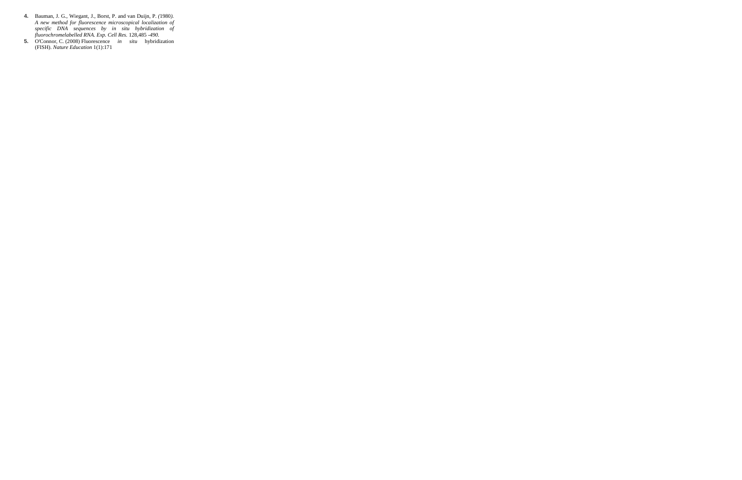4. Bauman, J. G., Wiegant, J., Borst, P. and van Duijn, P. (1980). *A new method for fluorescence microscopical localization of specific DNA sequences by in situ hybridization of fluorochromelabelled RNA. Exp. Cell Res.* 128,485 -490.
5. O'Connor, C. (2008) Fluorescence *in situ* hybridization (FISH). *Nature Education* 1(1):171